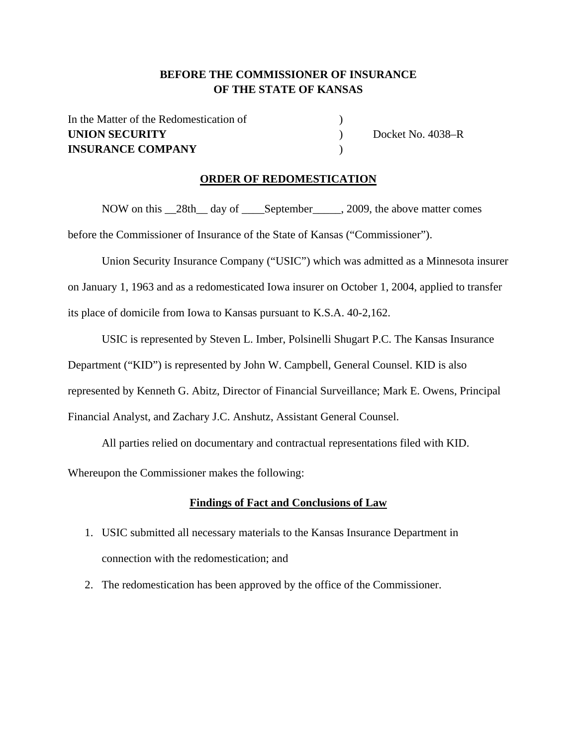**BEFORE THE COMMISSIONER OF INSURANCE**
**OF THE STATE OF KANSAS**

In the Matter of the Redomestication of )
**UNION SECURITY** ) Docket No. 4038–R
**INSURANCE COMPANY** )

## ORDER OF REDOMESTICATION

NOW on this __28th__ day of ____September_____, 2009, the above matter comes before the Commissioner of Insurance of the State of Kansas ("Commissioner").

Union Security Insurance Company ("USIC") which was admitted as a Minnesota insurer on January 1, 1963 and as a redomesticated Iowa insurer on October 1, 2004, applied to transfer its place of domicile from Iowa to Kansas pursuant to K.S.A. 40-2,162.

USIC is represented by Steven L. Imber, Polsinelli Shugart P.C. The Kansas Insurance Department ("KID") is represented by John W. Campbell, General Counsel. KID is also represented by Kenneth G. Abitz, Director of Financial Surveillance; Mark E. Owens, Principal Financial Analyst, and Zachary J.C. Anshutz, Assistant General Counsel.

All parties relied on documentary and contractual representations filed with KID.

Whereupon the Commissioner makes the following:

### Findings of Fact and Conclusions of Law

1. USIC submitted all necessary materials to the Kansas Insurance Department in connection with the redomestication; and
2. The redomestication has been approved by the office of the Commissioner.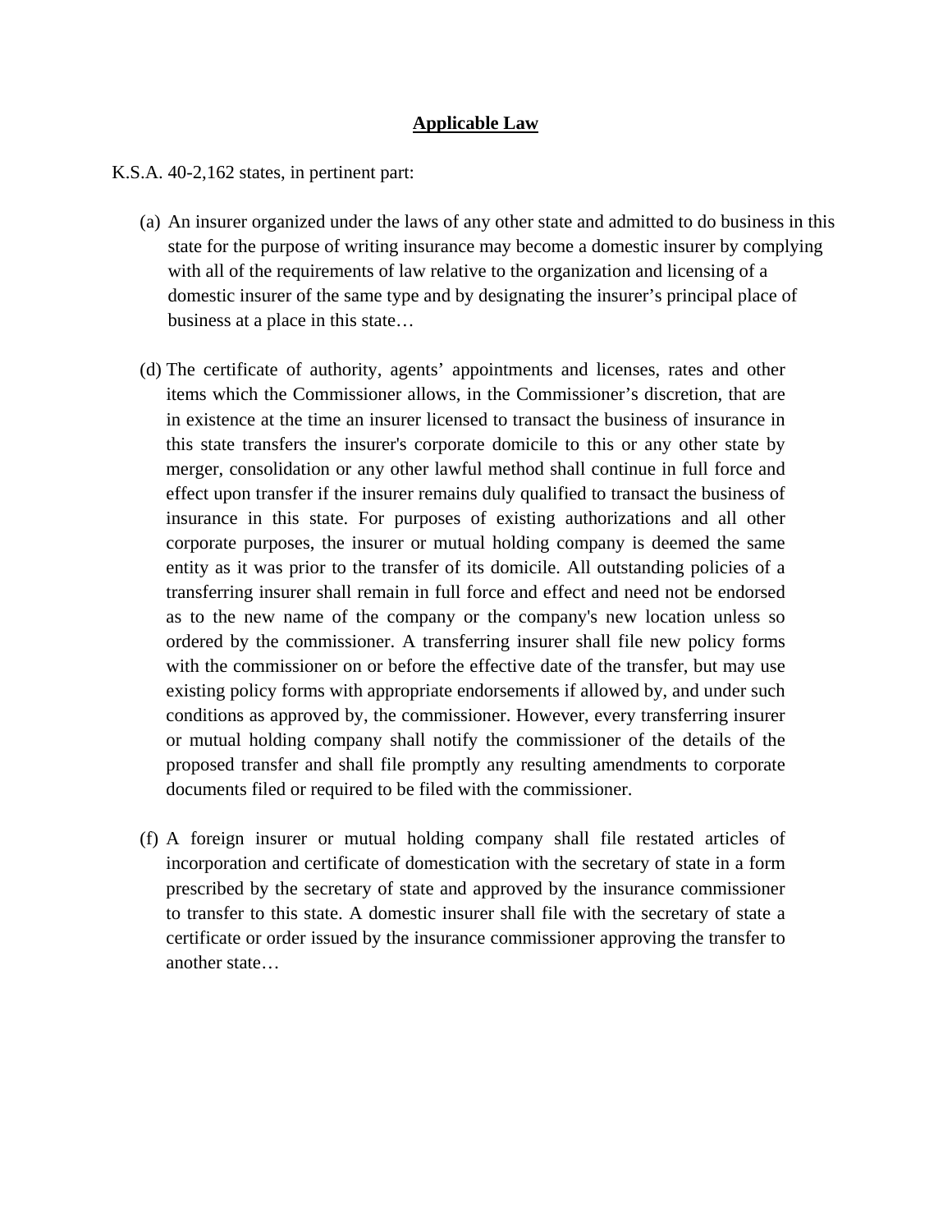## Applicable Law

K.S.A. 40-2,162 states, in pertinent part:

(a) An insurer organized under the laws of any other state and admitted to do business in this state for the purpose of writing insurance may become a domestic insurer by complying with all of the requirements of law relative to the organization and licensing of a domestic insurer of the same type and by designating the insurer's principal place of business at a place in this state…

(d) The certificate of authority, agents' appointments and licenses, rates and other items which the Commissioner allows, in the Commissioner's discretion, that are in existence at the time an insurer licensed to transact the business of insurance in this state transfers the insurer's corporate domicile to this or any other state by merger, consolidation or any other lawful method shall continue in full force and effect upon transfer if the insurer remains duly qualified to transact the business of insurance in this state. For purposes of existing authorizations and all other corporate purposes, the insurer or mutual holding company is deemed the same entity as it was prior to the transfer of its domicile. All outstanding policies of a transferring insurer shall remain in full force and effect and need not be endorsed as to the new name of the company or the company's new location unless so ordered by the commissioner. A transferring insurer shall file new policy forms with the commissioner on or before the effective date of the transfer, but may use existing policy forms with appropriate endorsements if allowed by, and under such conditions as approved by, the commissioner. However, every transferring insurer or mutual holding company shall notify the commissioner of the details of the proposed transfer and shall file promptly any resulting amendments to corporate documents filed or required to be filed with the commissioner.

(f) A foreign insurer or mutual holding company shall file restated articles of incorporation and certificate of domestication with the secretary of state in a form prescribed by the secretary of state and approved by the insurance commissioner to transfer to this state. A domestic insurer shall file with the secretary of state a certificate or order issued by the insurance commissioner approving the transfer to another state…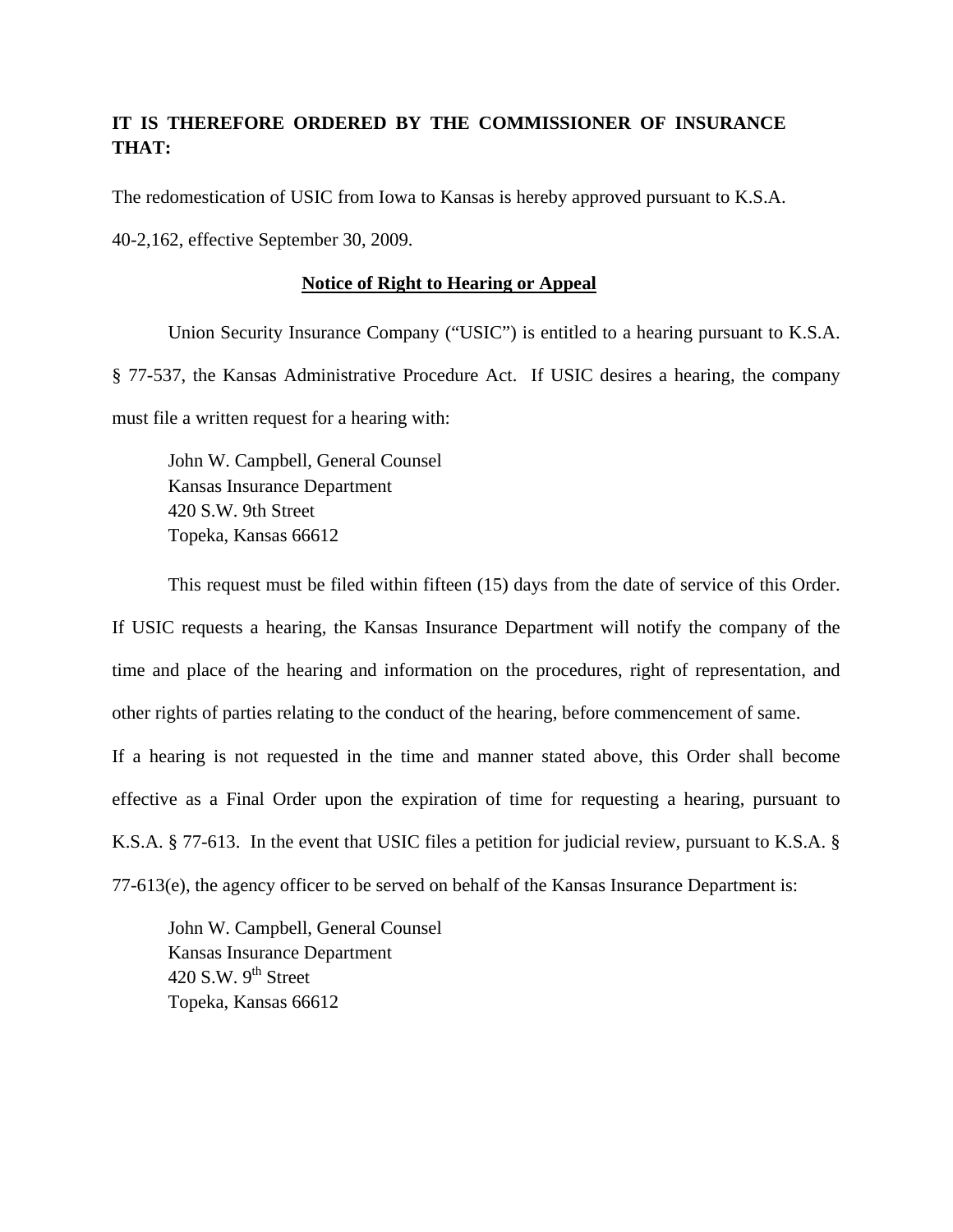**IT IS THEREFORE ORDERED BY THE COMMISSIONER OF INSURANCE THAT:**

The redomestication of USIC from Iowa to Kansas is hereby approved pursuant to K.S.A. 40-2,162, effective September 30, 2009.

**Notice of Right to Hearing or Appeal**

Union Security Insurance Company ("USIC") is entitled to a hearing pursuant to K.S.A. § 77-537, the Kansas Administrative Procedure Act. If USIC desires a hearing, the company must file a written request for a hearing with:

John W. Campbell, General Counsel
Kansas Insurance Department
420 S.W. 9th Street
Topeka, Kansas 66612

This request must be filed within fifteen (15) days from the date of service of this Order. If USIC requests a hearing, the Kansas Insurance Department will notify the company of the time and place of the hearing and information on the procedures, right of representation, and other rights of parties relating to the conduct of the hearing, before commencement of same.

If a hearing is not requested in the time and manner stated above, this Order shall become effective as a Final Order upon the expiration of time for requesting a hearing, pursuant to K.S.A. § 77-613. In the event that USIC files a petition for judicial review, pursuant to K.S.A. § 77-613(e), the agency officer to be served on behalf of the Kansas Insurance Department is:

John W. Campbell, General Counsel
Kansas Insurance Department
420 S.W. 9th Street
Topeka, Kansas 66612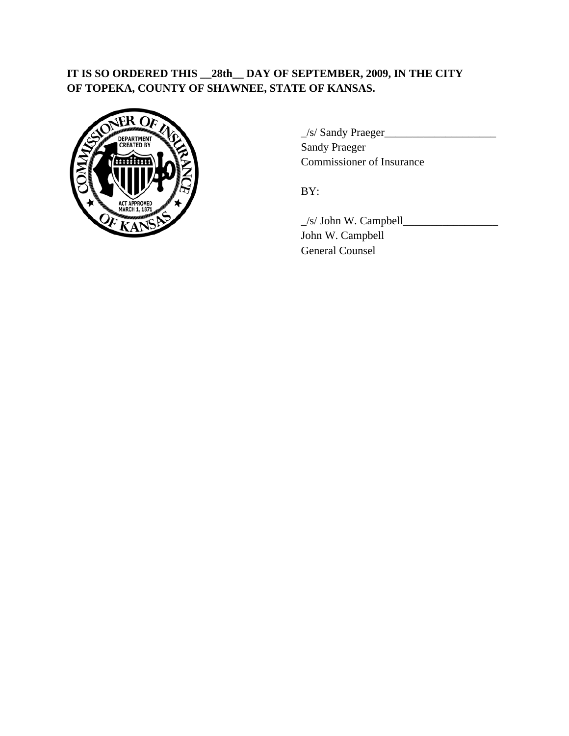**IT IS SO ORDERED THIS __28th__ DAY OF SEPTEMBER, 2009, IN THE CITY OF TOPEKA, COUNTY OF SHAWNEE, STATE OF KANSAS.**

_/s/ Sandy Praeger____________________
Sandy Praeger
Commissioner of Insurance

BY:

_/s/ John W. Campbell_________________
John W. Campbell
General Counsel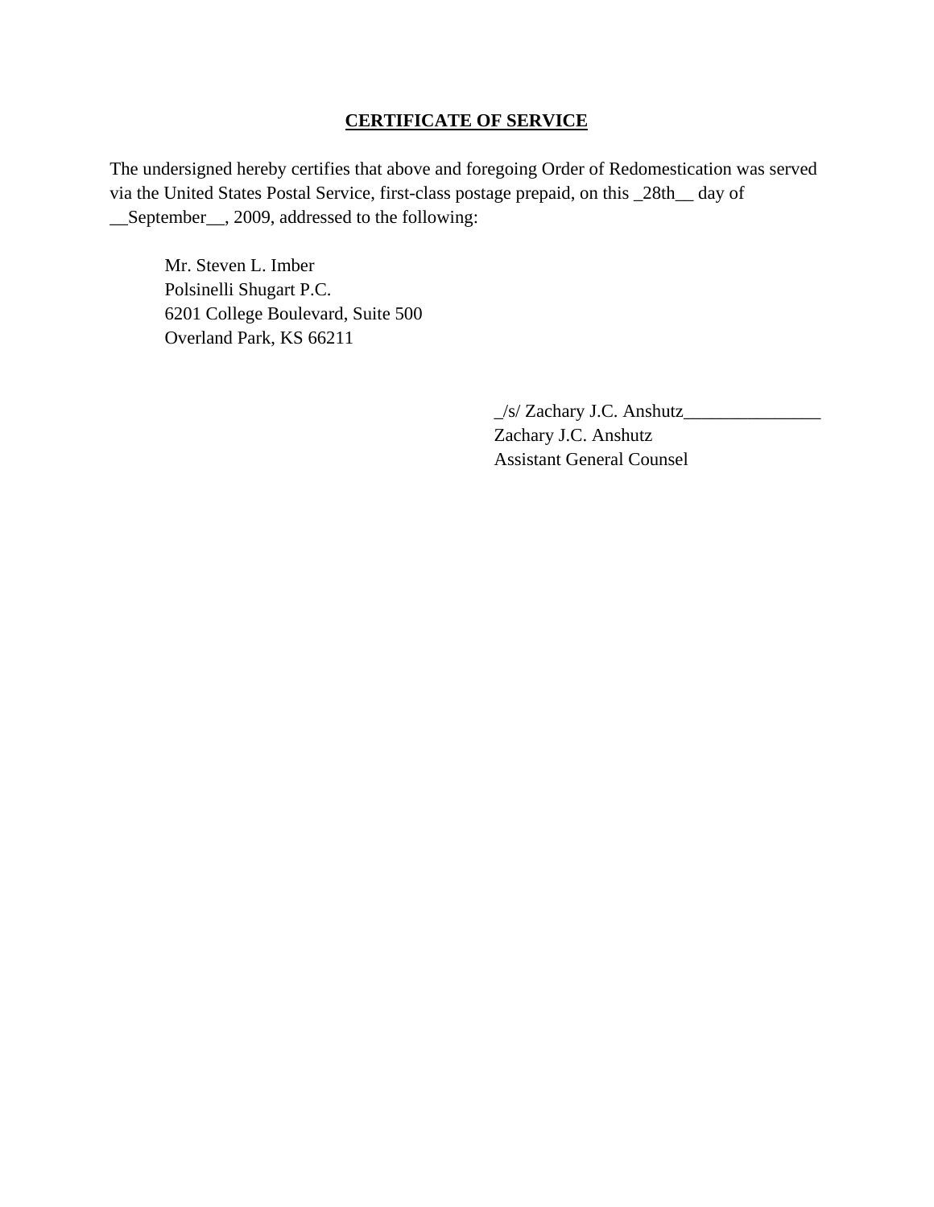**CERTIFICATE OF SERVICE**

The undersigned hereby certifies that above and foregoing Order of Redomestication was served via the United States Postal Service, first-class postage prepaid, on this _28th__ day of __September__, 2009, addressed to the following:

Mr. Steven L. Imber
Polsinelli Shugart P.C.
6201 College Boulevard, Suite 500
Overland Park, KS 66211

_/s/ Zachary J.C. Anshutz_______________
Zachary J.C. Anshutz
Assistant General Counsel